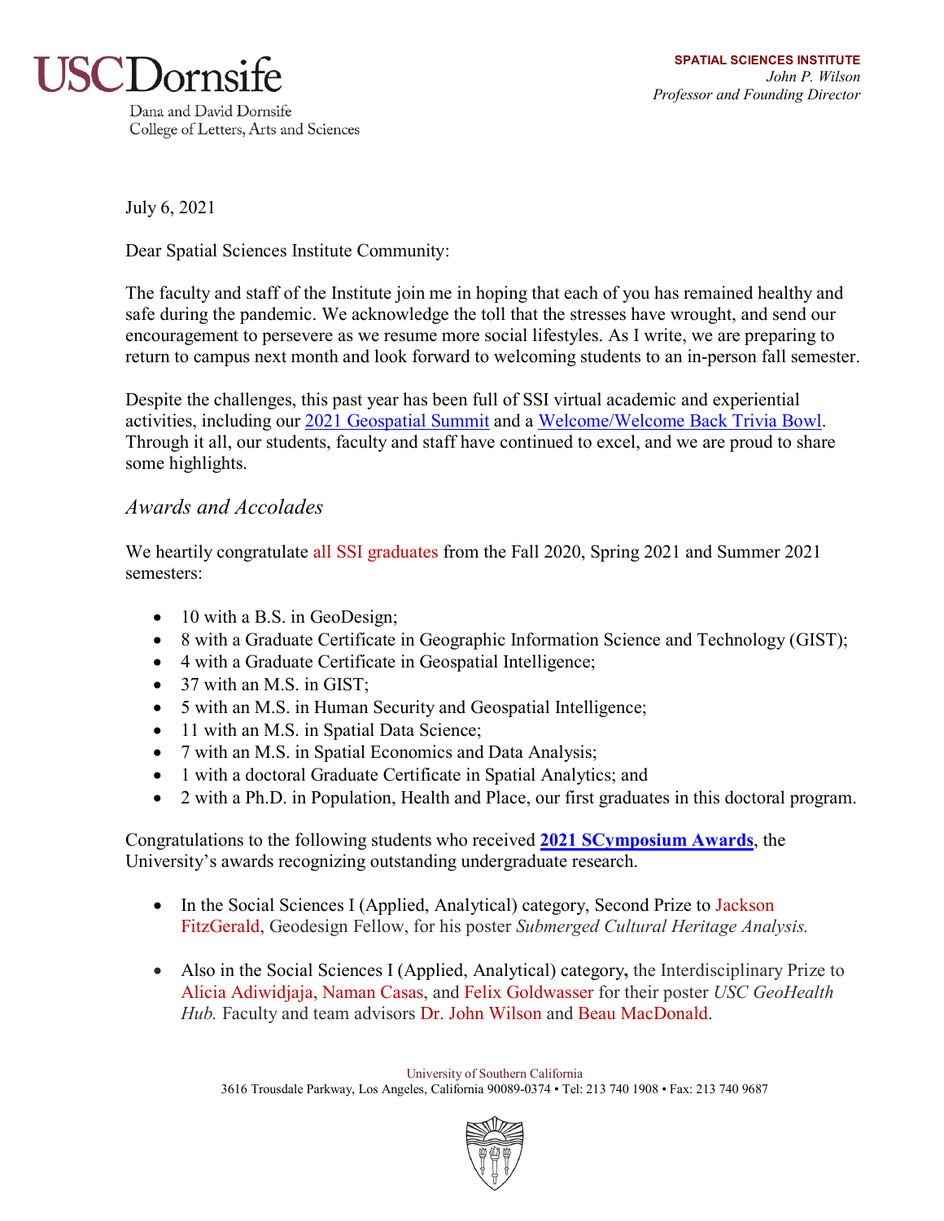USC Dornsife

Dana and David Dornsife College of Letters, Arts and Sciences

**SPATIAL SCIENCES INSTITUTE**
*John P. Wilson*
*Professor and Founding Director*

July 6, 2021

Dear Spatial Sciences Institute Community:

The faculty and staff of the Institute join me in hoping that each of you has remained healthy and safe during the pandemic. We acknowledge the toll that the stresses have wrought, and send our encouragement to persevere as we resume more social lifestyles. As I write, we are preparing to return to campus next month and look forward to welcoming students to an in-person fall semester.

Despite the challenges, this past year has been full of SSI virtual academic and experiential activities, including our 2021 Geospatial Summit and a Welcome/Welcome Back Trivia Bowl. Through it all, our students, faculty and staff have continued to excel, and we are proud to share some highlights.

## *Awards and Accolades*

We heartily congratulate all SSI graduates from the Fall 2020, Spring 2021 and Summer 2021 semesters:

- 10 with a B.S. in GeoDesign;
- 8 with a Graduate Certificate in Geographic Information Science and Technology (GIST);
- 4 with a Graduate Certificate in Geospatial Intelligence;
- 37 with an M.S. in GIST;
- 5 with an M.S. in Human Security and Geospatial Intelligence;
- 11 with an M.S. in Spatial Data Science;
- 7 with an M.S. in Spatial Economics and Data Analysis;
- 1 with a doctoral Graduate Certificate in Spatial Analytics; and
- 2 with a Ph.D. in Population, Health and Place, our first graduates in this doctoral program.

Congratulations to the following students who received **2021 SCymposium Awards**, the University's awards recognizing outstanding undergraduate research.

- In the Social Sciences I (Applied, Analytical) category, Second Prize to Jackson FitzGerald, Geodesign Fellow, for his poster *Submerged Cultural Heritage Analysis.*
- Also in the Social Sciences I (Applied, Analytical) category**,** the Interdisciplinary Prize to Alicia Adiwidjaja, Naman Casas, and Felix Goldwasser for their poster *USC GeoHealth Hub.* Faculty and team advisors Dr. John Wilson and Beau MacDonald.

University of Southern California
3616 Trousdale Parkway, Los Angeles, California 90089-0374 • Tel: 213 740 1908 • Fax: 213 740 9687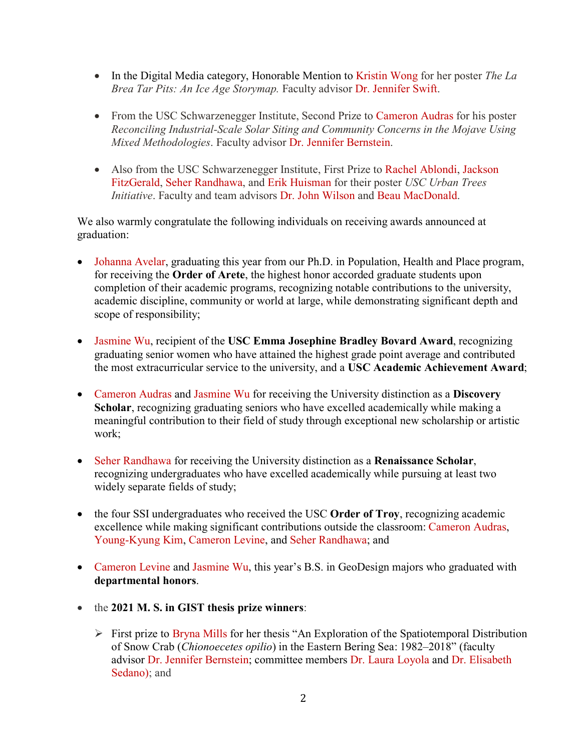- In the Digital Media category, Honorable Mention to Kristin Wong for her poster *The La Brea Tar Pits: An Ice Age Storymap.* Faculty advisor Dr. Jennifer Swift.

- From the USC Schwarzenegger Institute, Second Prize to Cameron Audras for his poster *Reconciling Industrial-Scale Solar Siting and Community Concerns in the Mojave Using Mixed Methodologies*. Faculty advisor Dr. Jennifer Bernstein.

- Also from the USC Schwarzenegger Institute, First Prize to Rachel Ablondi, Jackson FitzGerald, Seher Randhawa, and Erik Huisman for their poster *USC Urban Trees Initiative*. Faculty and team advisors Dr. John Wilson and Beau MacDonald.

We also warmly congratulate the following individuals on receiving awards announced at graduation:

- Johanna Avelar, graduating this year from our Ph.D. in Population, Health and Place program, for receiving the **Order of Arete**, the highest honor accorded graduate students upon completion of their academic programs, recognizing notable contributions to the university, academic discipline, community or world at large, while demonstrating significant depth and scope of responsibility;

- Jasmine Wu, recipient of the **USC Emma Josephine Bradley Bovard Award**, recognizing graduating senior women who have attained the highest grade point average and contributed the most extracurricular service to the university, and a **USC Academic Achievement Award**;

- Cameron Audras and Jasmine Wu for receiving the University distinction as a **Discovery Scholar**, recognizing graduating seniors who have excelled academically while making a meaningful contribution to their field of study through exceptional new scholarship or artistic work;

- Seher Randhawa for receiving the University distinction as a **Renaissance Scholar**, recognizing undergraduates who have excelled academically while pursuing at least two widely separate fields of study;

- the four SSI undergraduates who received the USC **Order of Troy**, recognizing academic excellence while making significant contributions outside the classroom: Cameron Audras, Young-Kyung Kim, Cameron Levine, and Seher Randhawa; and

- Cameron Levine and Jasmine Wu, this year's B.S. in GeoDesign majors who graduated with **departmental honors**.

- the **2021 M. S. in GIST thesis prize winners**:

  - First prize to Bryna Mills for her thesis "An Exploration of the Spatiotemporal Distribution of Snow Crab (*Chionoecetes opilio*) in the Eastern Bering Sea: 1982–2018" (faculty advisor Dr. Jennifer Bernstein; committee members Dr. Laura Loyola and Dr. Elisabeth Sedano); and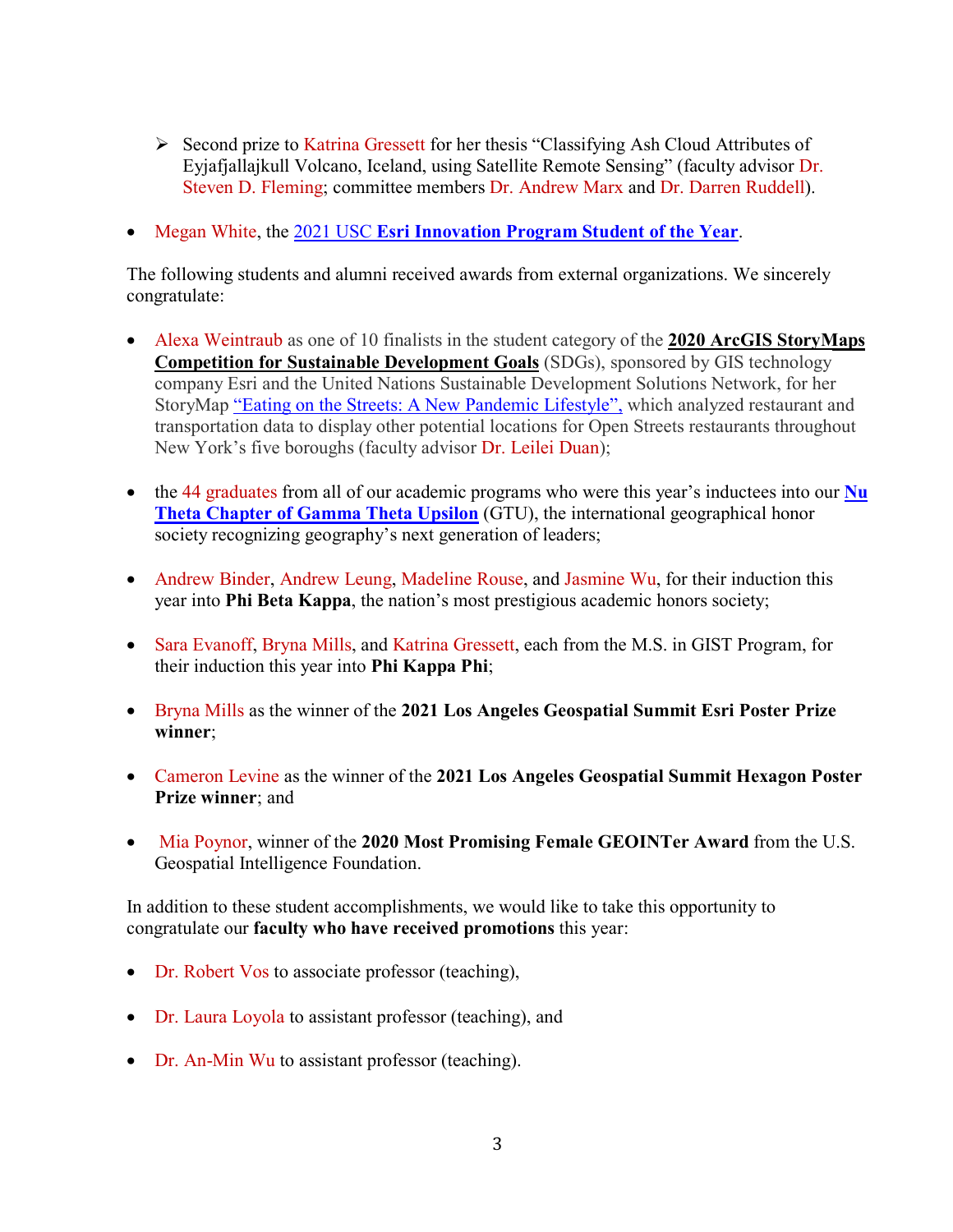- Second prize to Katrina Gressett for her thesis "Classifying Ash Cloud Attributes of Eyjafjallajkull Volcano, Iceland, using Satellite Remote Sensing" (faculty advisor Dr. Steven D. Fleming; committee members Dr. Andrew Marx and Dr. Darren Ruddell).

- Megan White, the 2021 USC **Esri Innovation Program Student of the Year**.

The following students and alumni received awards from external organizations. We sincerely congratulate:

- Alexa Weintraub as one of 10 finalists in the student category of the **2020 ArcGIS StoryMaps Competition for Sustainable Development Goals** (SDGs), sponsored by GIS technology company Esri and the United Nations Sustainable Development Solutions Network, for her StoryMap "Eating on the Streets: A New Pandemic Lifestyle", which analyzed restaurant and transportation data to display other potential locations for Open Streets restaurants throughout New York's five boroughs (faculty advisor Dr. Leilei Duan);

- the 44 graduates from all of our academic programs who were this year's inductees into our **Nu Theta Chapter of Gamma Theta Upsilon** (GTU), the international geographical honor society recognizing geography's next generation of leaders;

- Andrew Binder, Andrew Leung, Madeline Rouse, and Jasmine Wu, for their induction this year into **Phi Beta Kappa**, the nation's most prestigious academic honors society;

- Sara Evanoff, Bryna Mills, and Katrina Gressett, each from the M.S. in GIST Program, for their induction this year into **Phi Kappa Phi**;

- Bryna Mills as the winner of the **2021 Los Angeles Geospatial Summit Esri Poster Prize winner**;

- Cameron Levine as the winner of the **2021 Los Angeles Geospatial Summit Hexagon Poster Prize winner**; and

- Mia Poynor, winner of the **2020 Most Promising Female GEOINTer Award** from the U.S. Geospatial Intelligence Foundation.

In addition to these student accomplishments, we would like to take this opportunity to congratulate our **faculty who have received promotions** this year:

- Dr. Robert Vos to associate professor (teaching),

- Dr. Laura Loyola to assistant professor (teaching), and

- Dr. An-Min Wu to assistant professor (teaching).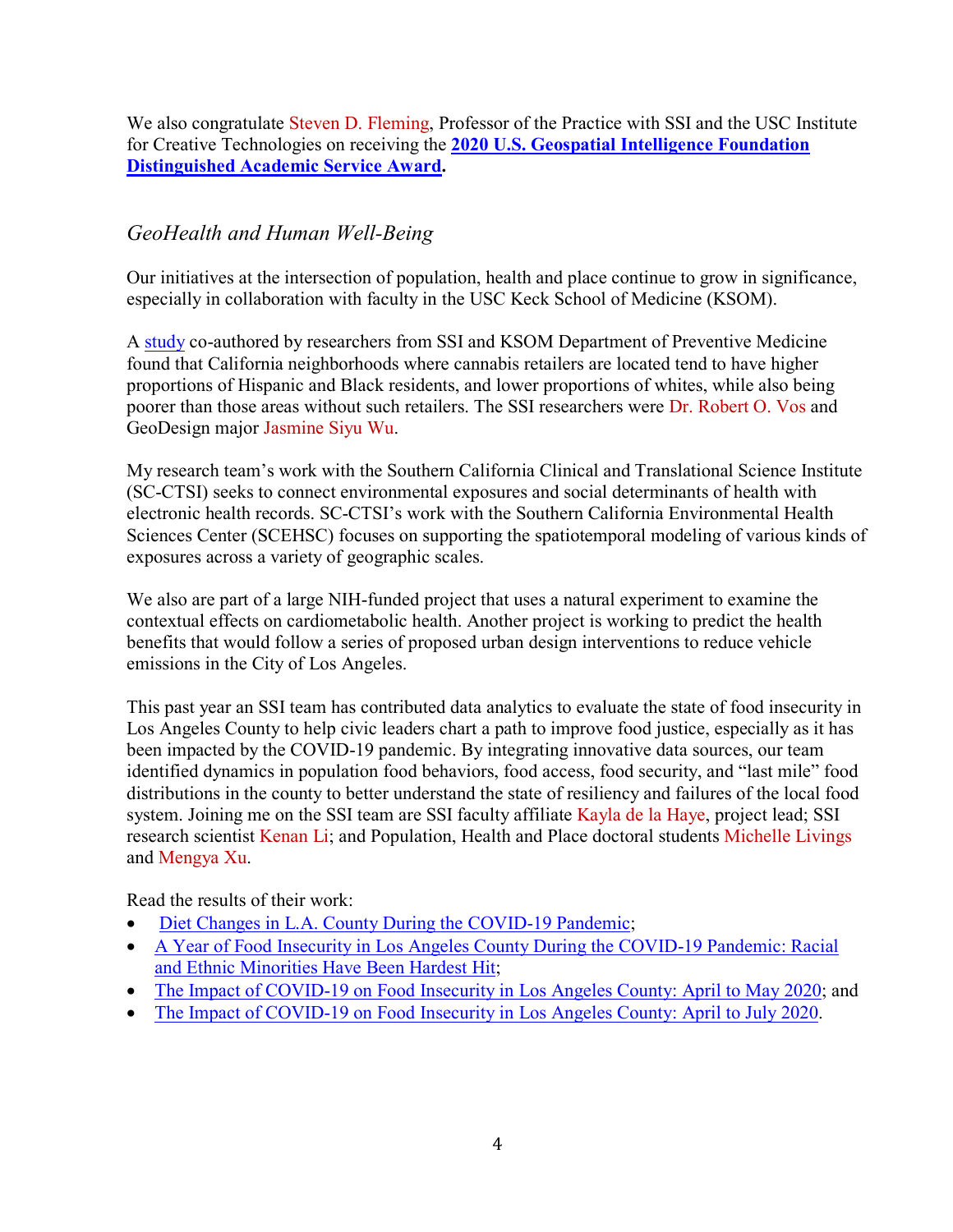We also congratulate Steven D. Fleming, Professor of the Practice with SSI and the USC Institute for Creative Technologies on receiving the **2020 U.S. Geospatial Intelligence Foundation Distinguished Academic Service Award**.

## *GeoHealth and Human Well-Being*

Our initiatives at the intersection of population, health and place continue to grow in significance, especially in collaboration with faculty in the USC Keck School of Medicine (KSOM).

A study co-authored by researchers from SSI and KSOM Department of Preventive Medicine found that California neighborhoods where cannabis retailers are located tend to have higher proportions of Hispanic and Black residents, and lower proportions of whites, while also being poorer than those areas without such retailers. The SSI researchers were Dr. Robert O. Vos and GeoDesign major Jasmine Siyu Wu.

My research team's work with the Southern California Clinical and Translational Science Institute (SC-CTSI) seeks to connect environmental exposures and social determinants of health with electronic health records. SC-CTSI's work with the Southern California Environmental Health Sciences Center (SCEHSC) focuses on supporting the spatiotemporal modeling of various kinds of exposures across a variety of geographic scales.

We also are part of a large NIH-funded project that uses a natural experiment to examine the contextual effects on cardiometabolic health. Another project is working to predict the health benefits that would follow a series of proposed urban design interventions to reduce vehicle emissions in the City of Los Angeles.

This past year an SSI team has contributed data analytics to evaluate the state of food insecurity in Los Angeles County to help civic leaders chart a path to improve food justice, especially as it has been impacted by the COVID-19 pandemic. By integrating innovative data sources, our team identified dynamics in population food behaviors, food access, food security, and "last mile" food distributions in the county to better understand the state of resiliency and failures of the local food system. Joining me on the SSI team are SSI faculty affiliate Kayla de la Haye, project lead; SSI research scientist Kenan Li; and Population, Health and Place doctoral students Michelle Livings and Mengya Xu.

Read the results of their work:

- Diet Changes in L.A. County During the COVID-19 Pandemic;
- A Year of Food Insecurity in Los Angeles County During the COVID-19 Pandemic: Racial and Ethnic Minorities Have Been Hardest Hit;
- The Impact of COVID-19 on Food Insecurity in Los Angeles County: April to May 2020; and
- The Impact of COVID-19 on Food Insecurity in Los Angeles County: April to July 2020.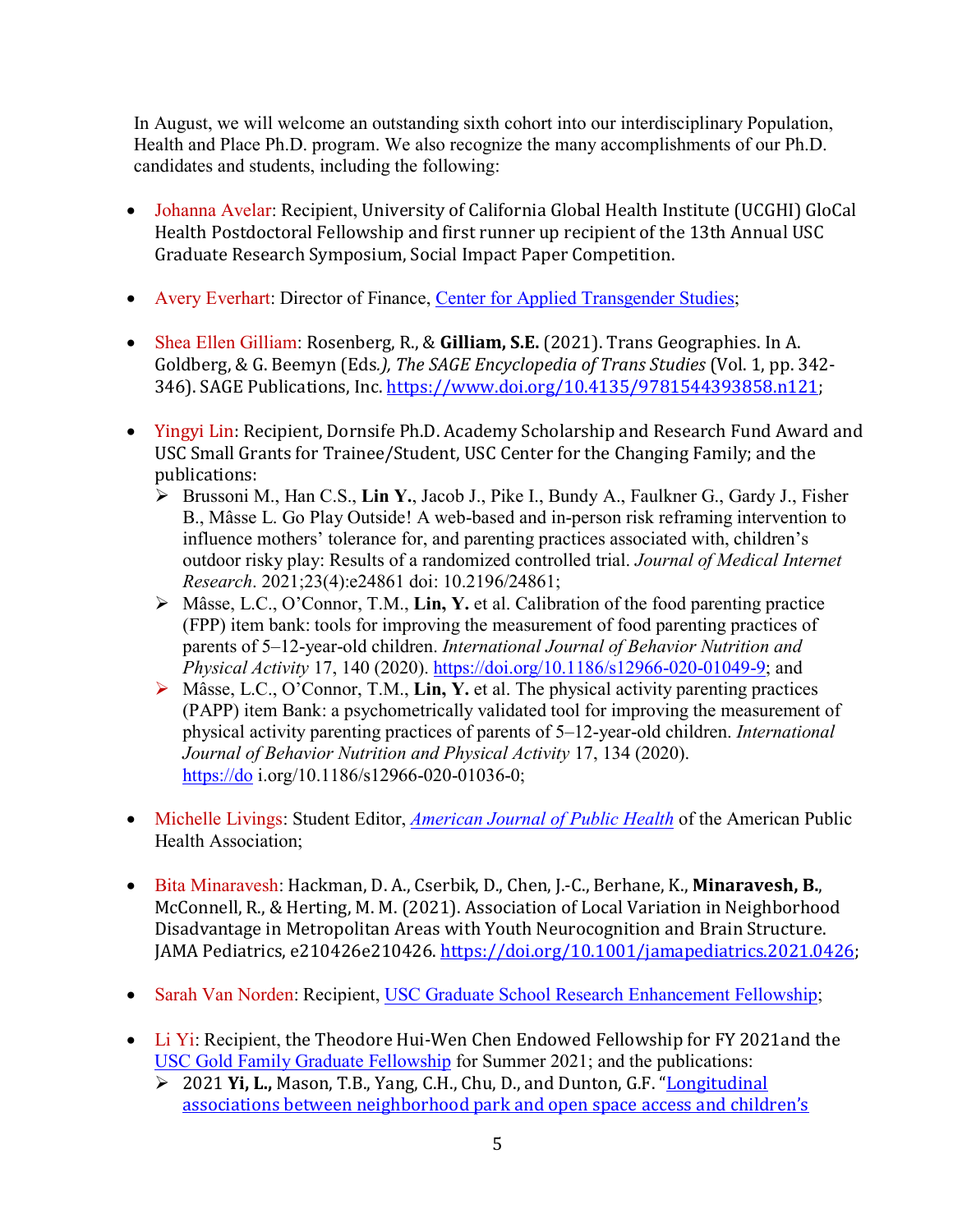In August, we will welcome an outstanding sixth cohort into our interdisciplinary Population, Health and Place Ph.D. program. We also recognize the many accomplishments of our Ph.D. candidates and students, including the following:

- Johanna Avelar: Recipient, University of California Global Health Institute (UCGHI) GloCal Health Postdoctoral Fellowship and first runner up recipient of the 13th Annual USC Graduate Research Symposium, Social Impact Paper Competition.

- Avery Everhart: Director of Finance, [Center for Applied Transgender Studies](#);

- Shea Ellen Gilliam: Rosenberg, R., & **Gilliam, S.E.** (2021). Trans Geographies. In A. Goldberg, & G. Beemyn (Eds.*), The SAGE Encyclopedia of Trans Studies* (Vol. 1, pp. 342-346). SAGE Publications, Inc. https://www.doi.org/10.4135/9781544393858.n121;

- Yingyi Lin: Recipient, Dornsife Ph.D. Academy Scholarship and Research Fund Award and USC Small Grants for Trainee/Student, USC Center for the Changing Family; and the publications:
  - Brussoni M., Han C.S., **Lin Y.**, Jacob J., Pike I., Bundy A., Faulkner G., Gardy J., Fisher B., Mâsse L. Go Play Outside! A web-based and in-person risk reframing intervention to influence mothers' tolerance for, and parenting practices associated with, children's outdoor risky play: Results of a randomized controlled trial. *Journal of Medical Internet Research*. 2021;23(4):e24861 doi: 10.2196/24861;
  - Mâsse, L.C., O'Connor, T.M., **Lin, Y.** et al. Calibration of the food parenting practice (FPP) item bank: tools for improving the measurement of food parenting practices of parents of 5–12-year-old children. *International Journal of Behavior Nutrition and Physical Activity* 17, 140 (2020). https://doi.org/10.1186/s12966-020-01049-9; and
  - Mâsse, L.C., O'Connor, T.M., **Lin, Y.** et al. The physical activity parenting practices (PAPP) item Bank: a psychometrically validated tool for improving the measurement of physical activity parenting practices of parents of 5–12-year-old children. *International Journal of Behavior Nutrition and Physical Activity* 17, 134 (2020). https://do i.org/10.1186/s12966-020-01036-0;

- Michelle Livings: Student Editor, [*American Journal of Public Health*](#) of the American Public Health Association;

- Bita Minaravesh: Hackman, D. A., Cserbik, D., Chen, J.-C., Berhane, K., **Minaravesh, B.**, McConnell, R., & Herting, M. M. (2021). Association of Local Variation in Neighborhood Disadvantage in Metropolitan Areas with Youth Neurocognition and Brain Structure. JAMA Pediatrics, e210426e210426. https://doi.org/10.1001/jamapediatrics.2021.0426;

- Sarah Van Norden: Recipient, [USC Graduate School Research Enhancement Fellowship](#);

- Li Yi: Recipient, the Theodore Hui-Wen Chen Endowed Fellowship for FY 2021and the [USC Gold Family Graduate Fellowship](#) for Summer 2021; and the publications:
  - 2021 **Yi, L.,** Mason, T.B., Yang, C.H., Chu, D., and Dunton, G.F. "[Longitudinal associations between neighborhood park and open space access and children's](#)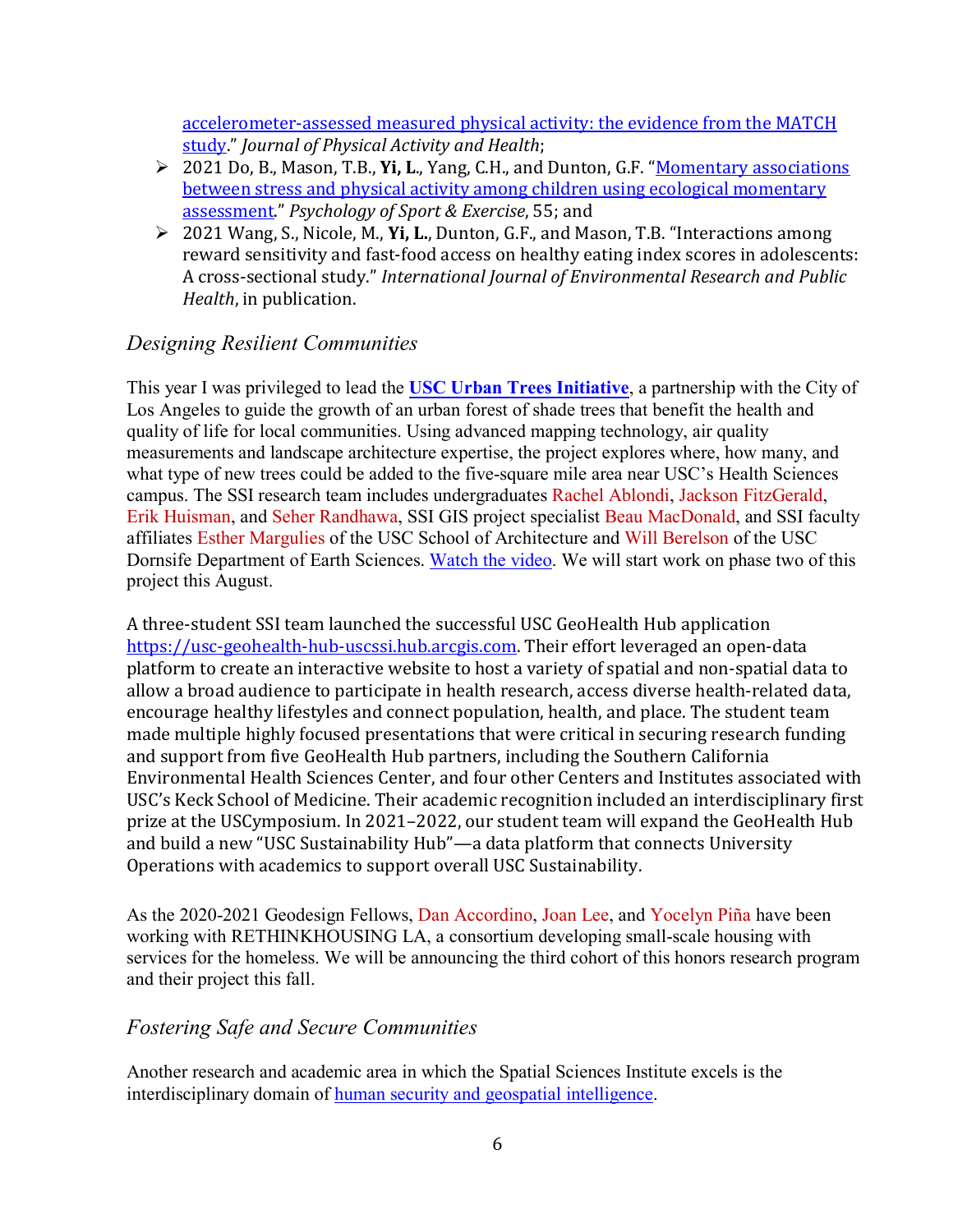- accelerometer-assessed measured physical activity: the evidence from the MATCH study." *Journal of Physical Activity and Health*;
- 2021 Do, B., Mason, T.B., **Yi, L.**, Yang, C.H., and Dunton, G.F. "Momentary associations between stress and physical activity among children using ecological momentary assessment." *Psychology of Sport & Exercise*, 55; and
- 2021 Wang, S., Nicole, M., **Yi, L.**, Dunton, G.F., and Mason, T.B. "Interactions among reward sensitivity and fast-food access on healthy eating index scores in adolescents: A cross-sectional study." *International Journal of Environmental Research and Public Health*, in publication.

### *Designing Resilient Communities*

This year I was privileged to lead the **USC Urban Trees Initiative**, a partnership with the City of Los Angeles to guide the growth of an urban forest of shade trees that benefit the health and quality of life for local communities. Using advanced mapping technology, air quality measurements and landscape architecture expertise, the project explores where, how many, and what type of new trees could be added to the five-square mile area near USC's Health Sciences campus. The SSI research team includes undergraduates Rachel Ablondi, Jackson FitzGerald, Erik Huisman, and Seher Randhawa, SSI GIS project specialist Beau MacDonald, and SSI faculty affiliates Esther Margulies of the USC School of Architecture and Will Berelson of the USC Dornsife Department of Earth Sciences. Watch the video. We will start work on phase two of this project this August.

A three-student SSI team launched the successful USC GeoHealth Hub application https://usc-geohealth-hub-uscssi.hub.arcgis.com. Their effort leveraged an open-data platform to create an interactive website to host a variety of spatial and non-spatial data to allow a broad audience to participate in health research, access diverse health-related data, encourage healthy lifestyles and connect population, health, and place. The student team made multiple highly focused presentations that were critical in securing research funding and support from five GeoHealth Hub partners, including the Southern California Environmental Health Sciences Center, and four other Centers and Institutes associated with USC's Keck School of Medicine. Their academic recognition included an interdisciplinary first prize at the USCymposium. In 2021–2022, our student team will expand the GeoHealth Hub and build a new "USC Sustainability Hub"—a data platform that connects University Operations with academics to support overall USC Sustainability.

As the 2020-2021 Geodesign Fellows, Dan Accordino, Joan Lee, and Yocelyn Piña have been working with RETHINKHOUSING LA, a consortium developing small-scale housing with services for the homeless. We will be announcing the third cohort of this honors research program and their project this fall.

### *Fostering Safe and Secure Communities*

Another research and academic area in which the Spatial Sciences Institute excels is the interdisciplinary domain of human security and geospatial intelligence.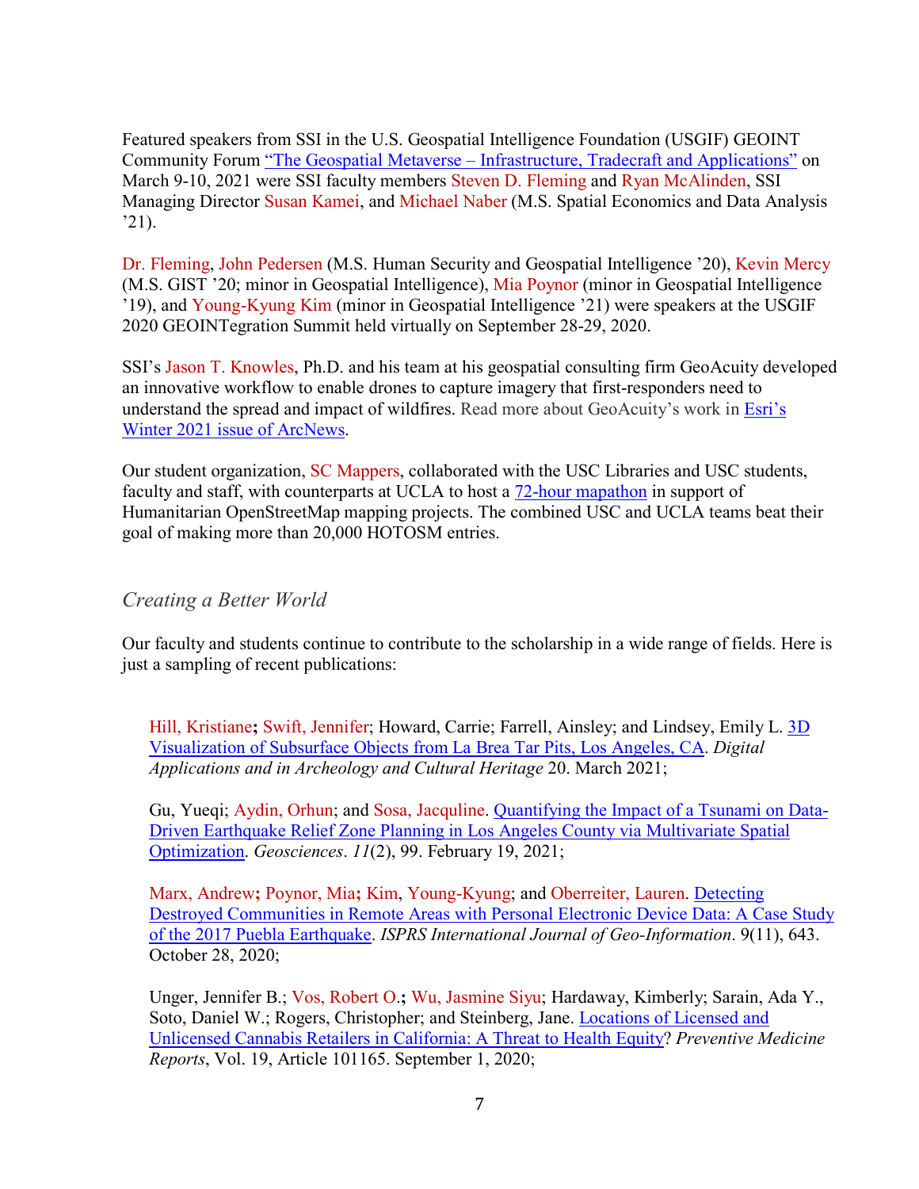Featured speakers from SSI in the U.S. Geospatial Intelligence Foundation (USGIF) GEOINT Community Forum [“The Geospatial Metaverse – Infrastructure, Tradecraft and Applications”]() on March 9-10, 2021 were SSI faculty members Steven D. Fleming and Ryan McAlinden, SSI Managing Director Susan Kamei, and Michael Naber (M.S. Spatial Economics and Data Analysis ’21).

Dr. Fleming, John Pedersen (M.S. Human Security and Geospatial Intelligence ’20), Kevin Mercy (M.S. GIST ’20; minor in Geospatial Intelligence), Mia Poynor (minor in Geospatial Intelligence ’19), and Young-Kyung Kim (minor in Geospatial Intelligence ’21) were speakers at the USGIF 2020 GEOINTegration Summit held virtually on September 28-29, 2020.

SSI’s Jason T. Knowles, Ph.D. and his team at his geospatial consulting firm GeoAcuity developed an innovative workflow to enable drones to capture imagery that first-responders need to understand the spread and impact of wildfires. Read more about GeoAcuity’s work in [Esri’s Winter 2021 issue of ArcNews]().

Our student organization, SC Mappers, collaborated with the USC Libraries and USC students, faculty and staff, with counterparts at UCLA to host a [72-hour mapathon]() in support of Humanitarian OpenStreetMap mapping projects. The combined USC and UCLA teams beat their goal of making more than 20,000 HOTOSM entries.

## *Creating a Better World*

Our faculty and students continue to contribute to the scholarship in a wide range of fields. Here is just a sampling of recent publications:

Hill, Kristiane**;** Swift, Jennifer; Howard, Carrie; Farrell, Ainsley; and Lindsey, Emily L. [3D Visualization of Subsurface Objects from La Brea Tar Pits, Los Angeles, CA](). *Digital Applications and in Archeology and Cultural Heritage* 20. March 2021;

Gu, Yueqi; Aydin, Orhun; and Sosa, Jacquline. [Quantifying the Impact of a Tsunami on Data-Driven Earthquake Relief Zone Planning in Los Angeles County via Multivariate Spatial Optimization](). *Geosciences*. *11*(2), 99. February 19, 2021;

Marx, Andrew**;** Poynor, Mia**;** Kim, Young-Kyung; and Oberreiter, Lauren. [Detecting Destroyed Communities in Remote Areas with Personal Electronic Device Data: A Case Study of the 2017 Puebla Earthquake](). *ISPRS International Journal of Geo-Information*. 9(11), 643. October 28, 2020;

Unger, Jennifer B.; Vos, Robert O.**;** Wu, Jasmine Siyu; Hardaway, Kimberly; Sarain, Ada Y., Soto, Daniel W.; Rogers, Christopher; and Steinberg, Jane. [Locations of Licensed and Unlicensed Cannabis Retailers in California: A Threat to Health Equity]()? *Preventive Medicine Reports*, Vol. 19, Article 101165. September 1, 2020;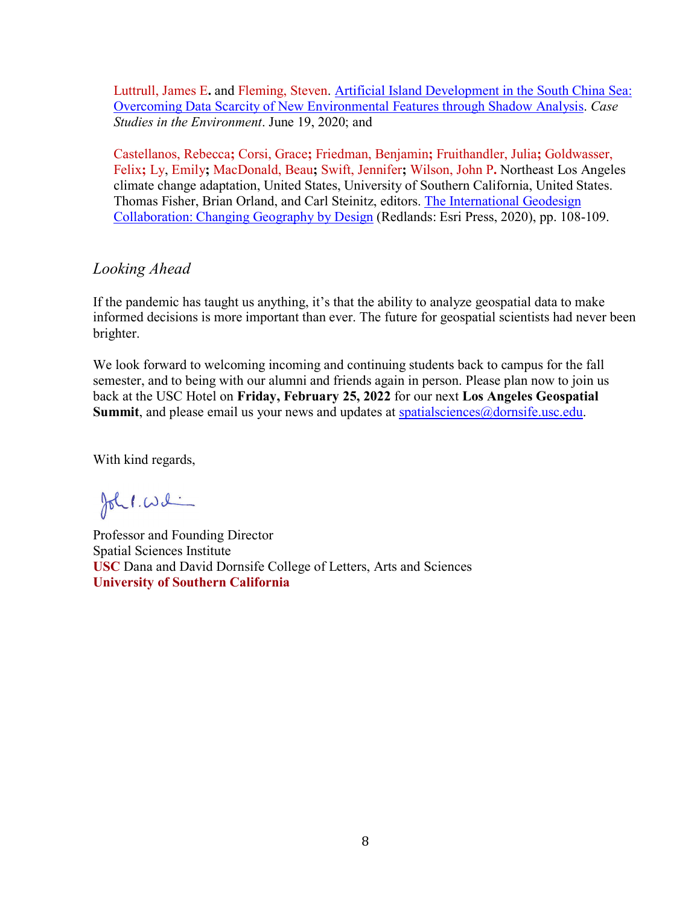Luttrull, James E**.** and Fleming, Steven. Artificial Island Development in the South China Sea: Overcoming Data Scarcity of New Environmental Features through Shadow Analysis. *Case Studies in the Environment*. June 19, 2020; and

Castellanos, Rebecca**;** Corsi, Grace**;** Friedman, Benjamin**;** Fruithandler, Julia**;** Goldwasser, Felix**;** Ly, Emily**;** MacDonald, Beau**;** Swift, Jennifer**;** Wilson, John P**.** Northeast Los Angeles climate change adaptation, United States, University of Southern California, United States. Thomas Fisher, Brian Orland, and Carl Steinitz, editors. The International Geodesign Collaboration: Changing Geography by Design (Redlands: Esri Press, 2020), pp. 108-109.

## *Looking Ahead*

If the pandemic has taught us anything, it's that the ability to analyze geospatial data to make informed decisions is more important than ever. The future for geospatial scientists had never been brighter.

We look forward to welcoming incoming and continuing students back to campus for the fall semester, and to being with our alumni and friends again in person. Please plan now to join us back at the USC Hotel on **Friday, February 25, 2022** for our next **Los Angeles Geospatial Summit**, and please email us your news and updates at spatialsciences@dornsife.usc.edu.

With kind regards,

John P. Wilson

Professor and Founding Director
Spatial Sciences Institute
**USC** Dana and David Dornsife College of Letters, Arts and Sciences
**University of Southern California**